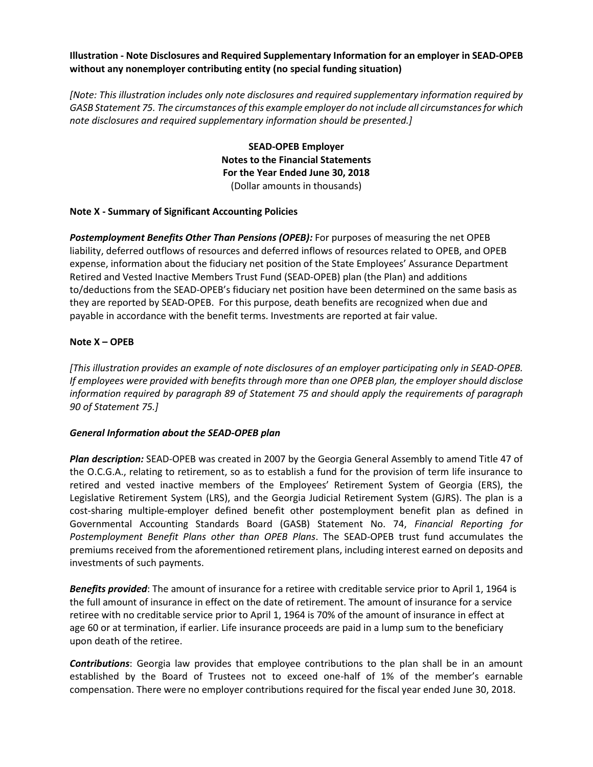**Illustration - Note Disclosures and Required Supplementary Information for an employer in SEAD-OPEB without any nonemployer contributing entity (no special funding situation)**

*[Note: This illustration includes only note disclosures and required supplementary information required by GASB Statement 75. The circumstances of this example employer do not include all circumstances for which note disclosures and required supplementary information should be presented.]*

**SEAD-OPEB Employer**
**Notes to the Financial Statements**
**For the Year Ended June 30, 2018**
(Dollar amounts in thousands)

**Note X - Summary of Significant Accounting Policies**

***Postemployment Benefits Other Than Pensions (OPEB):*** For purposes of measuring the net OPEB liability, deferred outflows of resources and deferred inflows of resources related to OPEB, and OPEB expense, information about the fiduciary net position of the State Employees' Assurance Department Retired and Vested Inactive Members Trust Fund (SEAD-OPEB) plan (the Plan) and additions to/deductions from the SEAD-OPEB's fiduciary net position have been determined on the same basis as they are reported by SEAD-OPEB. For this purpose, death benefits are recognized when due and payable in accordance with the benefit terms. Investments are reported at fair value.

**Note X – OPEB**

*[This illustration provides an example of note disclosures of an employer participating only in SEAD-OPEB. If employees were provided with benefits through more than one OPEB plan, the employer should disclose information required by paragraph 89 of Statement 75 and should apply the requirements of paragraph 90 of Statement 75.]*

***General Information about the SEAD-OPEB plan***

***Plan description:*** SEAD-OPEB was created in 2007 by the Georgia General Assembly to amend Title 47 of the O.C.G.A., relating to retirement, so as to establish a fund for the provision of term life insurance to retired and vested inactive members of the Employees' Retirement System of Georgia (ERS), the Legislative Retirement System (LRS), and the Georgia Judicial Retirement System (GJRS). The plan is a cost-sharing multiple-employer defined benefit other postemployment benefit plan as defined in Governmental Accounting Standards Board (GASB) Statement No. 74, *Financial Reporting for Postemployment Benefit Plans other than OPEB Plans*. The SEAD-OPEB trust fund accumulates the premiums received from the aforementioned retirement plans, including interest earned on deposits and investments of such payments.

***Benefits provided***: The amount of insurance for a retiree with creditable service prior to April 1, 1964 is the full amount of insurance in effect on the date of retirement. The amount of insurance for a service retiree with no creditable service prior to April 1, 1964 is 70% of the amount of insurance in effect at age 60 or at termination, if earlier. Life insurance proceeds are paid in a lump sum to the beneficiary upon death of the retiree.

***Contributions***: Georgia law provides that employee contributions to the plan shall be in an amount established by the Board of Trustees not to exceed one-half of 1% of the member's earnable compensation. There were no employer contributions required for the fiscal year ended June 30, 2018.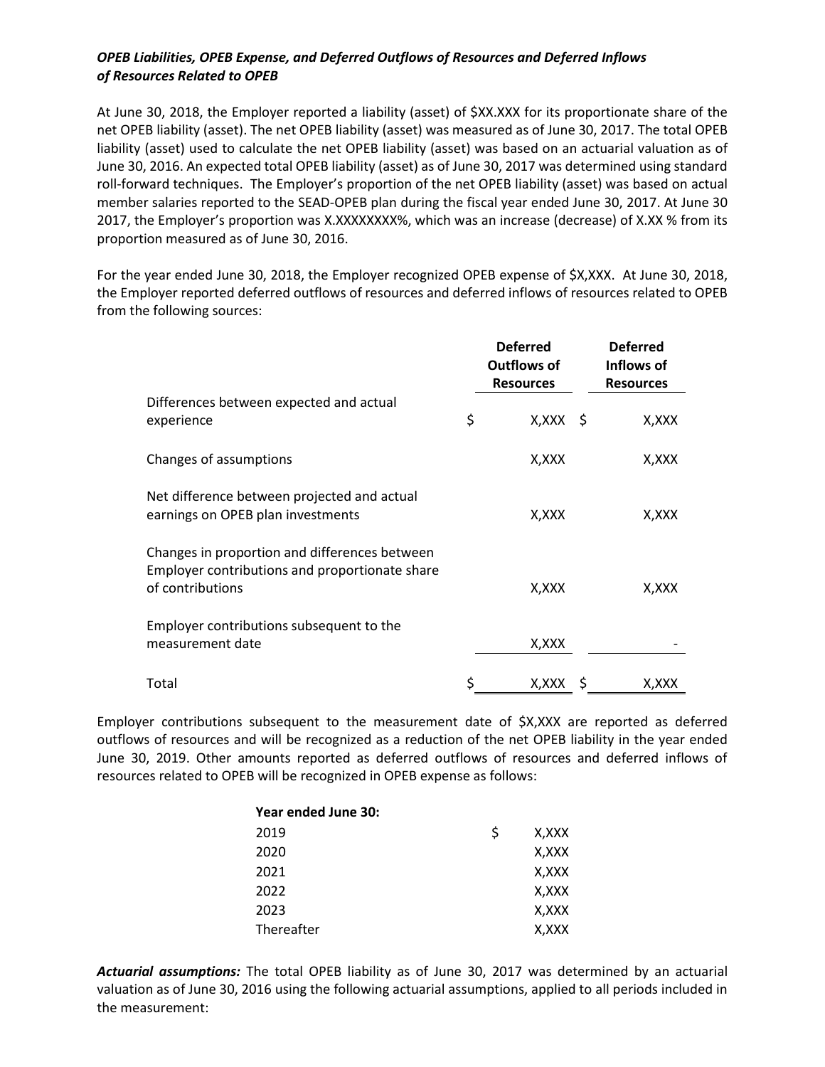***OPEB Liabilities, OPEB Expense, and Deferred Outflows of Resources and Deferred Inflows of Resources Related to OPEB***

At June 30, 2018, the Employer reported a liability (asset) of $XX.XXX for its proportionate share of the net OPEB liability (asset). The net OPEB liability (asset) was measured as of June 30, 2017. The total OPEB liability (asset) used to calculate the net OPEB liability (asset) was based on an actuarial valuation as of June 30, 2016. An expected total OPEB liability (asset) as of June 30, 2017 was determined using standard roll-forward techniques. The Employer's proportion of the net OPEB liability (asset) was based on actual member salaries reported to the SEAD-OPEB plan during the fiscal year ended June 30, 2017. At June 30 2017, the Employer's proportion was X.XXXXXXXX%, which was an increase (decrease) of X.XX % from its proportion measured as of June 30, 2016.

For the year ended June 30, 2018, the Employer recognized OPEB expense of $X,XXX. At June 30, 2018, the Employer reported deferred outflows of resources and deferred inflows of resources related to OPEB from the following sources:

| | Deferred Outflows of Resources | Deferred Inflows of Resources |
|---|---|---|
| Differences between expected and actual experience | $ X,XXX | $ X,XXX |
| Changes of assumptions | X,XXX | X,XXX |
| Net difference between projected and actual earnings on OPEB plan investments | X,XXX | X,XXX |
| Changes in proportion and differences between Employer contributions and proportionate share of contributions | X,XXX | X,XXX |
| Employer contributions subsequent to the measurement date | X,XXX | - |
| Total | $ X,XXX | $ X,XXX |

Employer contributions subsequent to the measurement date of $X,XXX are reported as deferred outflows of resources and will be recognized as a reduction of the net OPEB liability in the year ended June 30, 2019. Other amounts reported as deferred outflows of resources and deferred inflows of resources related to OPEB will be recognized in OPEB expense as follows:

| **Year ended June 30:** | |
|---|---|
| 2019 | $ X,XXX |
| 2020 | X,XXX |
| 2021 | X,XXX |
| 2022 | X,XXX |
| 2023 | X,XXX |
| Thereafter | X,XXX |

***Actuarial assumptions:*** The total OPEB liability as of June 30, 2017 was determined by an actuarial valuation as of June 30, 2016 using the following actuarial assumptions, applied to all periods included in the measurement: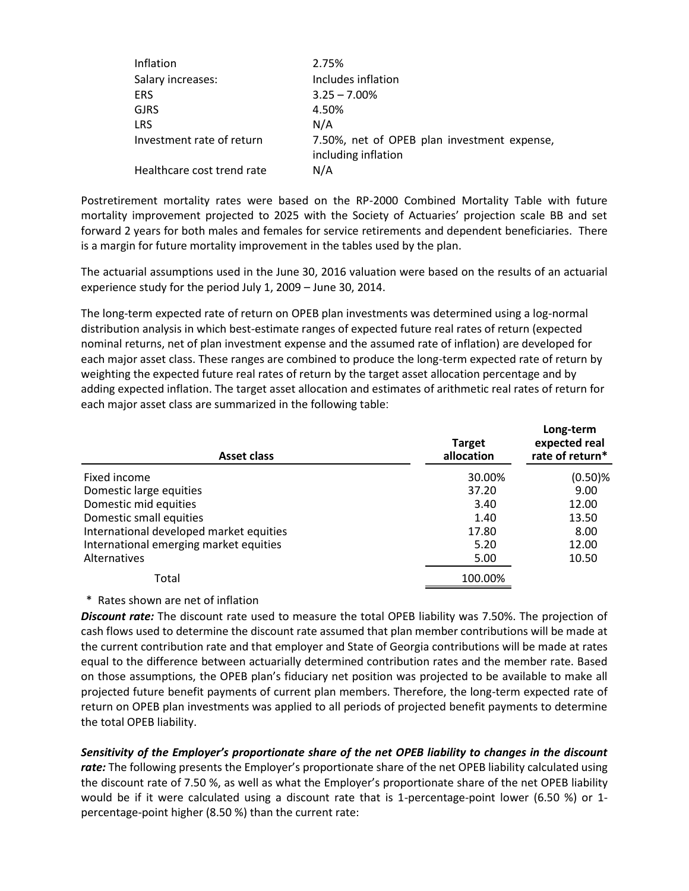| | |
|---|---|
| Inflation | 2.75% |
| Salary increases: | Includes inflation |
| ERS | 3.25 – 7.00% |
| GJRS | 4.50% |
| LRS | N/A |
| Investment rate of return | 7.50%, net of OPEB plan investment expense, including inflation |
| Healthcare cost trend rate | N/A |

Postretirement mortality rates were based on the RP-2000 Combined Mortality Table with future mortality improvement projected to 2025 with the Society of Actuaries' projection scale BB and set forward 2 years for both males and females for service retirements and dependent beneficiaries. There is a margin for future mortality improvement in the tables used by the plan.

The actuarial assumptions used in the June 30, 2016 valuation were based on the results of an actuarial experience study for the period July 1, 2009 – June 30, 2014.

The long-term expected rate of return on OPEB plan investments was determined using a log-normal distribution analysis in which best-estimate ranges of expected future real rates of return (expected nominal returns, net of plan investment expense and the assumed rate of inflation) are developed for each major asset class. These ranges are combined to produce the long-term expected rate of return by weighting the expected future real rates of return by the target asset allocation percentage and by adding expected inflation. The target asset allocation and estimates of arithmetic real rates of return for each major asset class are summarized in the following table:

| Asset class | Target allocation | Long-term expected real rate of return* |
|---|---|---|
| Fixed income | 30.00% | (0.50)% |
| Domestic large equities | 37.20 | 9.00 |
| Domestic mid equities | 3.40 | 12.00 |
| Domestic small equities | 1.40 | 13.50 |
| International developed market equities | 17.80 | 8.00 |
| International emerging market equities | 5.20 | 12.00 |
| Alternatives | 5.00 | 10.50 |
| Total | 100.00% | |

\* Rates shown are net of inflation

***Discount rate:*** The discount rate used to measure the total OPEB liability was 7.50%. The projection of cash flows used to determine the discount rate assumed that plan member contributions will be made at the current contribution rate and that employer and State of Georgia contributions will be made at rates equal to the difference between actuarially determined contribution rates and the member rate. Based on those assumptions, the OPEB plan's fiduciary net position was projected to be available to make all projected future benefit payments of current plan members. Therefore, the long-term expected rate of return on OPEB plan investments was applied to all periods of projected benefit payments to determine the total OPEB liability.

***Sensitivity of the Employer's proportionate share of the net OPEB liability to changes in the discount rate:*** The following presents the Employer's proportionate share of the net OPEB liability calculated using the discount rate of 7.50 %, as well as what the Employer's proportionate share of the net OPEB liability would be if it were calculated using a discount rate that is 1-percentage-point lower (6.50 %) or 1-percentage-point higher (8.50 %) than the current rate: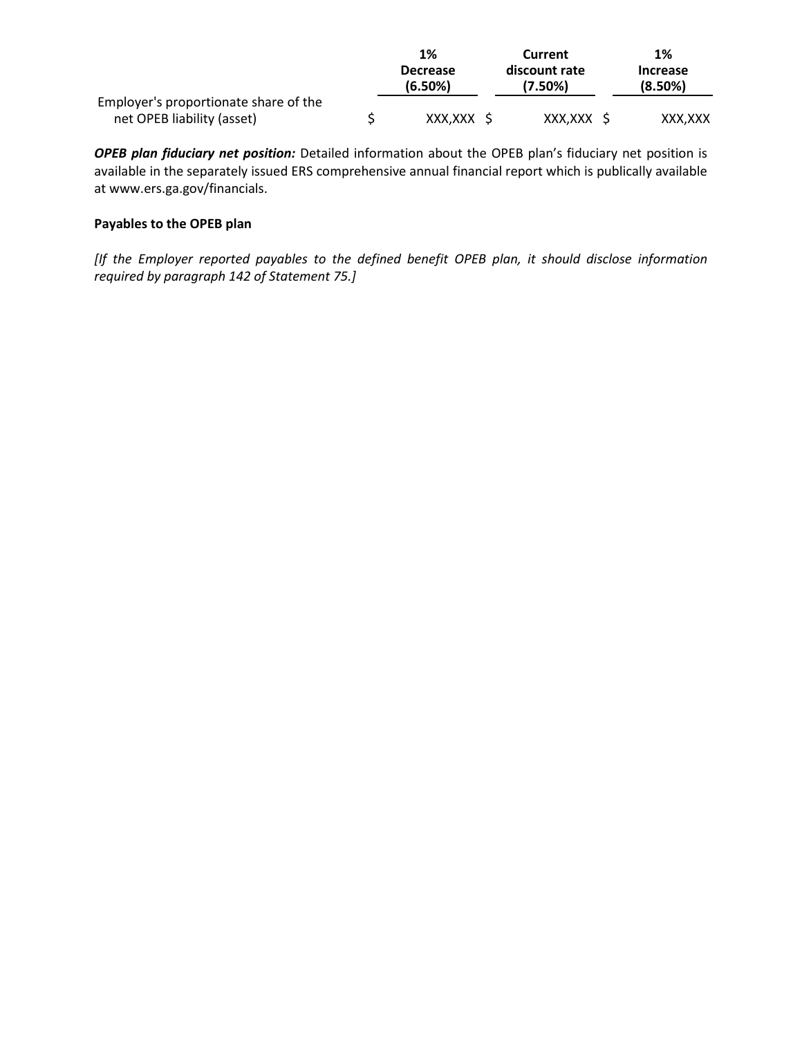| | 1% Decrease (6.50%) | Current discount rate (7.50%) | 1% Increase (8.50%) |
|---|---|---|---|
| Employer's proportionate share of the net OPEB liability (asset) | $ XXX,XXX | $ XXX,XXX | $ XXX,XXX |

***OPEB plan fiduciary net position:*** Detailed information about the OPEB plan's fiduciary net position is available in the separately issued ERS comprehensive annual financial report which is publically available at www.ers.ga.gov/financials.

**Payables to the OPEB plan**

*[If the Employer reported payables to the defined benefit OPEB plan, it should disclose information required by paragraph 142 of Statement 75.]*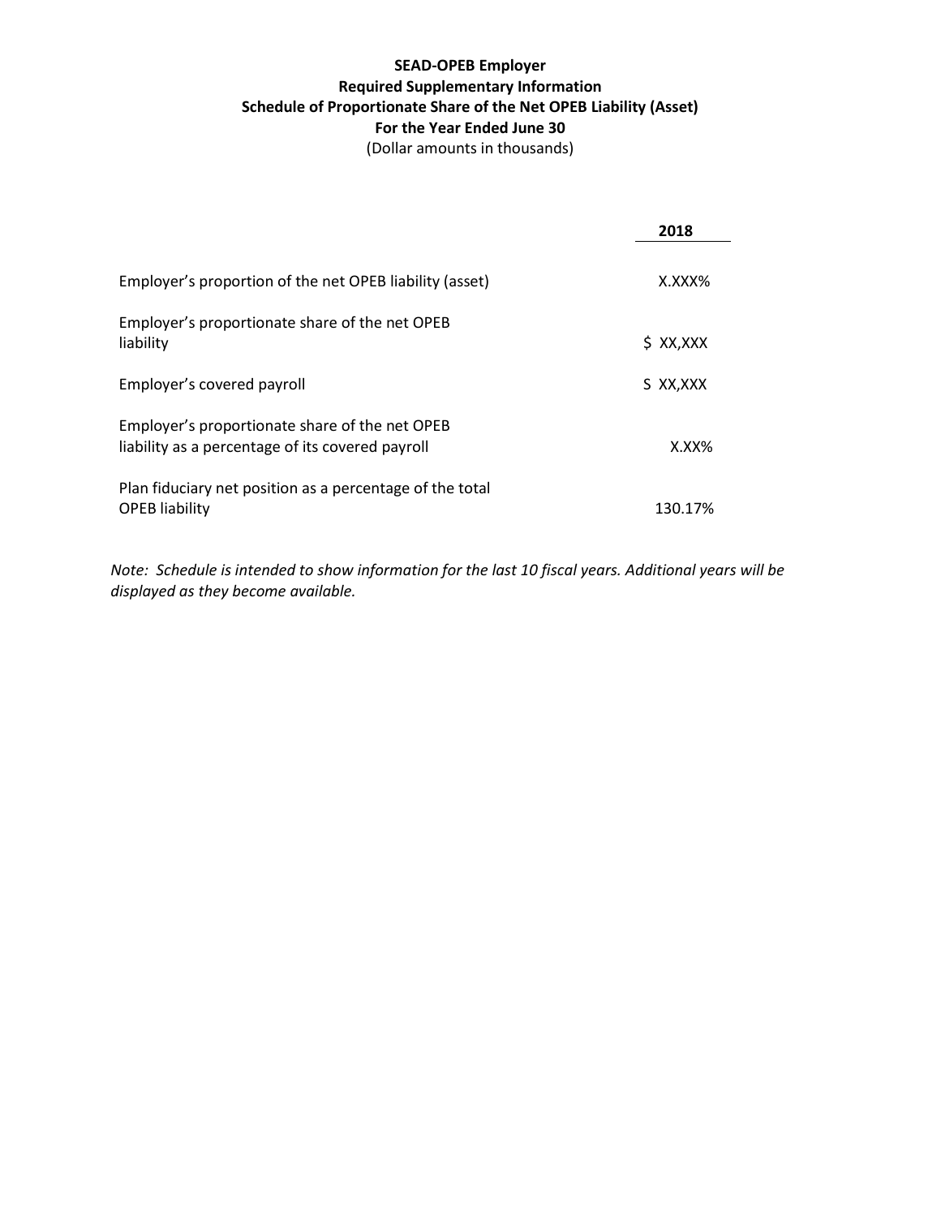**SEAD-OPEB Employer**
**Required Supplementary Information**
**Schedule of Proportionate Share of the Net OPEB Liability (Asset)**
**For the Year Ended June 30**
(Dollar amounts in thousands)

| | **2018** |
|---|---|
| Employer's proportion of the net OPEB liability (asset) | X.XXX% |
| Employer's proportionate share of the net OPEB liability | $ XX,XXX |
| Employer's covered payroll | S XX,XXX |
| Employer's proportionate share of the net OPEB liability as a percentage of its covered payroll | X.XX% |
| Plan fiduciary net position as a percentage of the total OPEB liability | 130.17% |

*Note: Schedule is intended to show information for the last 10 fiscal years. Additional years will be displayed as they become available.*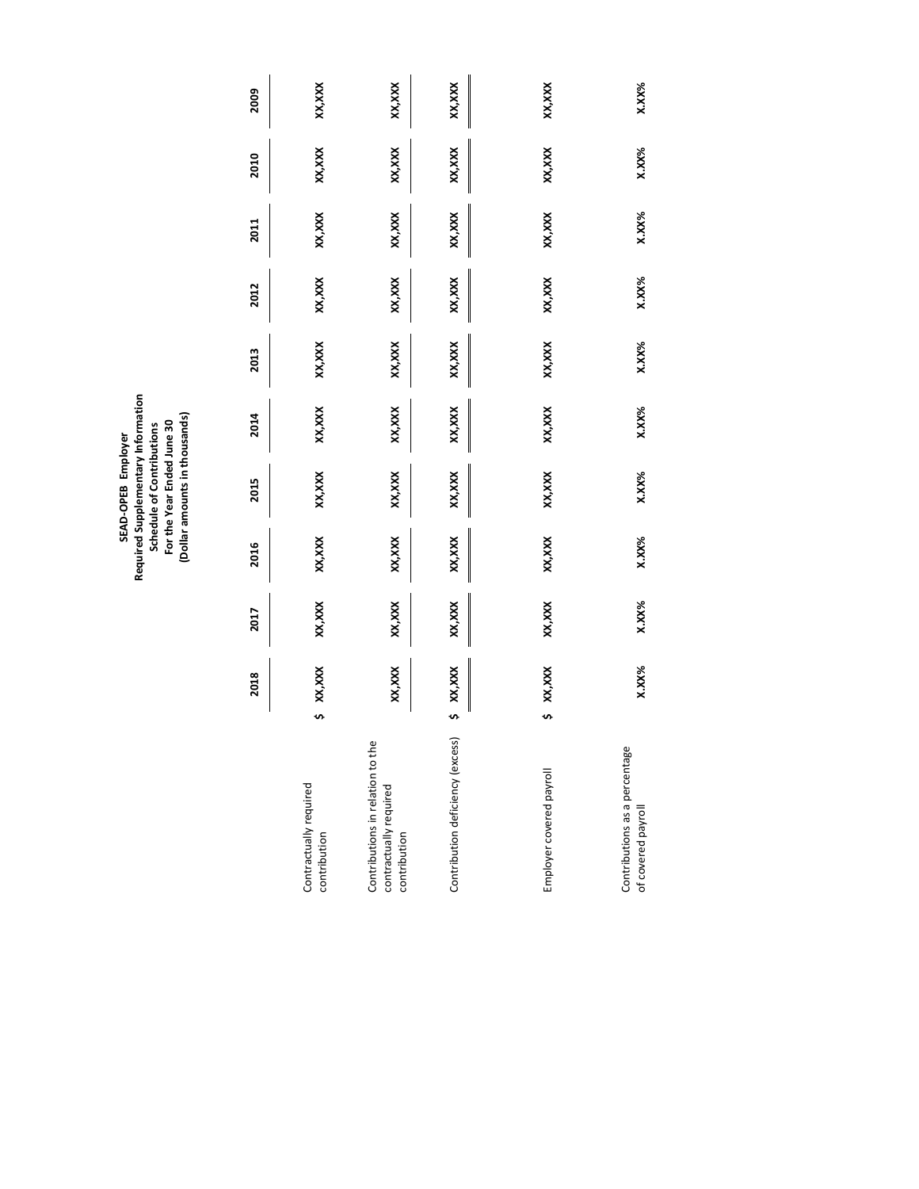**SEAD-OPEB Employer**
**Required Supplementary Information**
**Schedule of Contributions**
**For the Year Ended June 30**
**(Dollar amounts in thousands)**

| | 2018 | 2017 | 2016 | 2015 | 2014 | 2013 | 2012 | 2011 | 2010 | 2009 |
|---|---|---|---|---|---|---|---|---|---|---|
| Contractually required contribution | $ XX,XXX | XX,XXX | XX,XXX | XX,XXX | XX,XXX | XX,XXX | XX,XXX | XX,XXX | XX,XXX | XX,XXX |
| Contributions in relation to the contractually required contribution | XX,XXX | XX,XXX | XX,XXX | XX,XXX | XX,XXX | XX,XXX | XX,XXX | XX,XXX | XX,XXX | XX,XXX |
| Contribution deficiency (excess) | $ XX,XXX | XX,XXX | XX,XXX | XX,XXX | XX,XXX | XX,XXX | XX,XXX | XX,XXX | XX,XXX | XX,XXX |
| Employer covered payroll | $ XX,XXX | XX,XXX | XX,XXX | XX,XXX | XX,XXX | XX,XXX | XX,XXX | XX,XXX | XX,XXX | XX,XXX |
| Contributions as a percentage of covered payroll | X.XX% | X.XX% | X.XX% | X.XX% | X.XX% | X.XX% | X.XX% | X.XX% | X.XX% | X.XX% |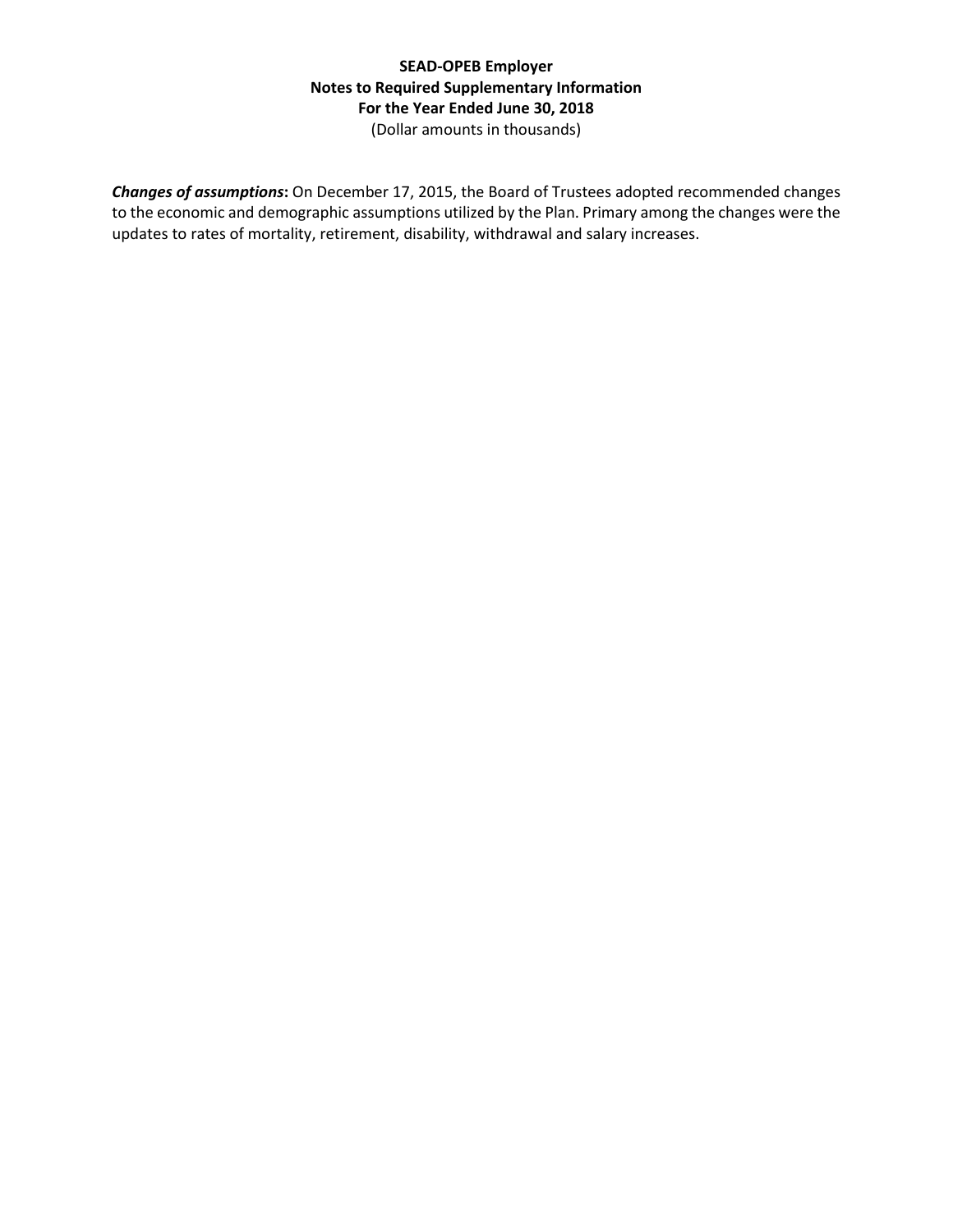**SEAD-OPEB Employer**
**Notes to Required Supplementary Information**
**For the Year Ended June 30, 2018**
(Dollar amounts in thousands)

***Changes of assumptions*:** On December 17, 2015, the Board of Trustees adopted recommended changes to the economic and demographic assumptions utilized by the Plan. Primary among the changes were the updates to rates of mortality, retirement, disability, withdrawal and salary increases.